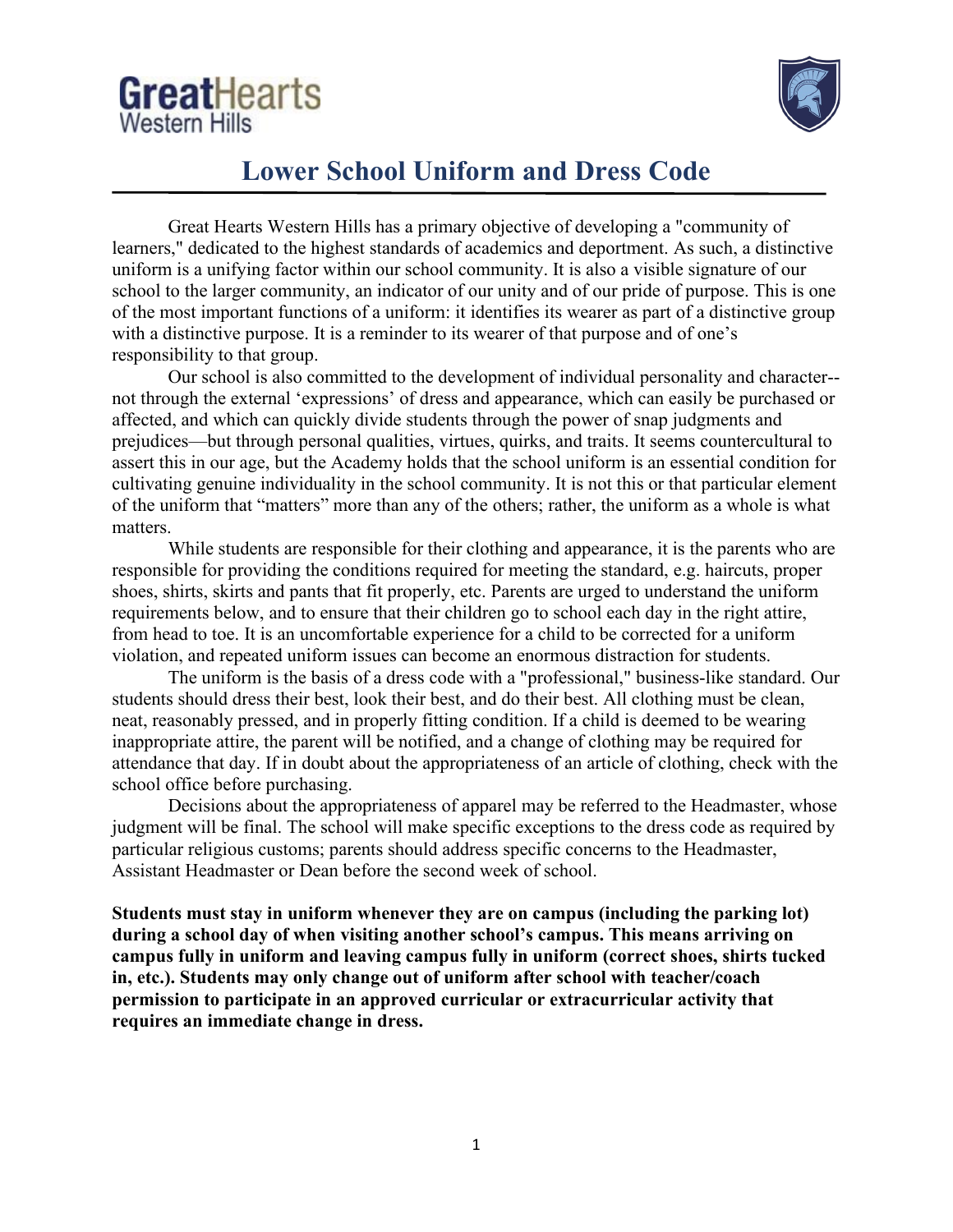GreatHearts
Western Hills

# Lower School Uniform and Dress Code

Great Hearts Western Hills has a primary objective of developing a "community of learners," dedicated to the highest standards of academics and deportment. As such, a distinctive uniform is a unifying factor within our school community. It is also a visible signature of our school to the larger community, an indicator of our unity and of our pride of purpose. This is one of the most important functions of a uniform: it identifies its wearer as part of a distinctive group with a distinctive purpose. It is a reminder to its wearer of that purpose and of one's responsibility to that group.

Our school is also committed to the development of individual personality and character--not through the external 'expressions' of dress and appearance, which can easily be purchased or affected, and which can quickly divide students through the power of snap judgments and prejudices—but through personal qualities, virtues, quirks, and traits. It seems countercultural to assert this in our age, but the Academy holds that the school uniform is an essential condition for cultivating genuine individuality in the school community. It is not this or that particular element of the uniform that "matters" more than any of the others; rather, the uniform as a whole is what matters.

While students are responsible for their clothing and appearance, it is the parents who are responsible for providing the conditions required for meeting the standard, e.g. haircuts, proper shoes, shirts, skirts and pants that fit properly, etc. Parents are urged to understand the uniform requirements below, and to ensure that their children go to school each day in the right attire, from head to toe. It is an uncomfortable experience for a child to be corrected for a uniform violation, and repeated uniform issues can become an enormous distraction for students.

The uniform is the basis of a dress code with a "professional," business-like standard. Our students should dress their best, look their best, and do their best. All clothing must be clean, neat, reasonably pressed, and in properly fitting condition. If a child is deemed to be wearing inappropriate attire, the parent will be notified, and a change of clothing may be required for attendance that day. If in doubt about the appropriateness of an article of clothing, check with the school office before purchasing.

Decisions about the appropriateness of apparel may be referred to the Headmaster, whose judgment will be final. The school will make specific exceptions to the dress code as required by particular religious customs; parents should address specific concerns to the Headmaster, Assistant Headmaster or Dean before the second week of school.

**Students must stay in uniform whenever they are on campus (including the parking lot) during a school day of when visiting another school's campus. This means arriving on campus fully in uniform and leaving campus fully in uniform (correct shoes, shirts tucked in, etc.). Students may only change out of uniform after school with teacher/coach permission to participate in an approved curricular or extracurricular activity that requires an immediate change in dress.**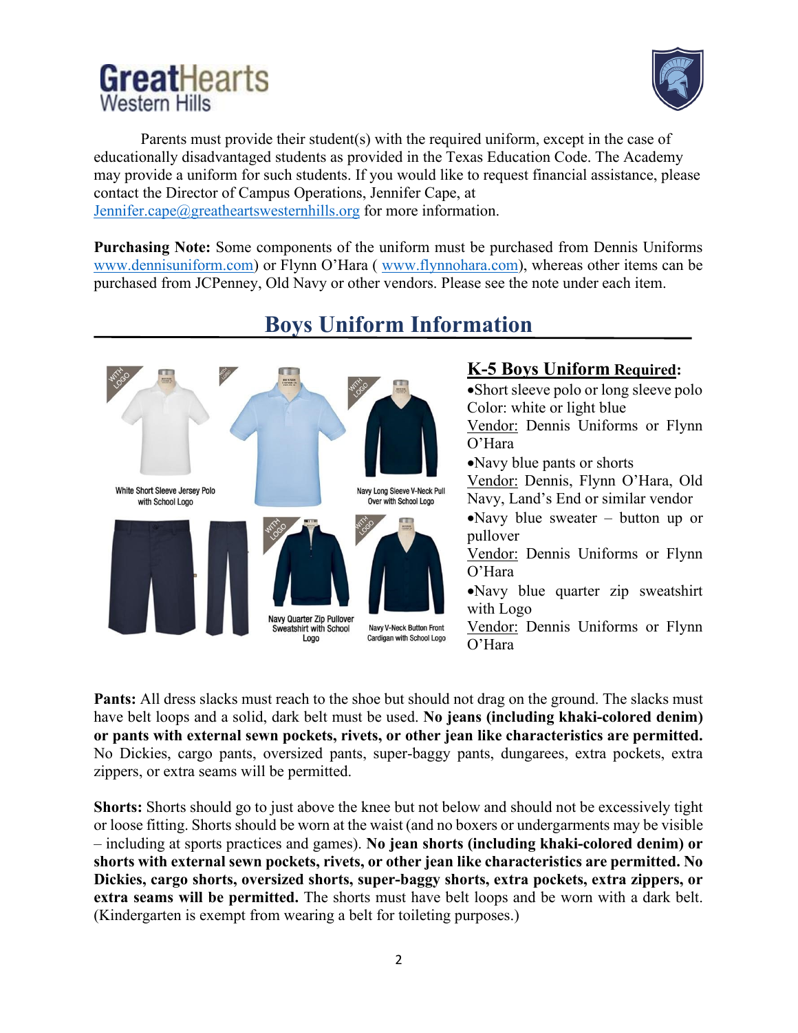Parents must provide their student(s) with the required uniform, except in the case of educationally disadvantaged students as provided in the Texas Education Code. The Academy may provide a uniform for such students. If you would like to request financial assistance, please contact the Director of Campus Operations, Jennifer Cape, at Jennifer.cape@greatheartswesternhills.org for more information.

**Purchasing Note:** Some components of the uniform must be purchased from Dennis Uniforms www.dennisuniform.com) or Flynn O'Hara ( www.flynnohara.com), whereas other items can be purchased from JCPenney, Old Navy or other vendors. Please see the note under each item.

## Boys Uniform Information

White Short Sleeve Jersey Polo with School Logo

Navy Long Sleeve V-Neck Pull Over with School Logo

Navy Quarter Zip Pullover Sweatshirt with School Logo

Navy V-Neck Button Front Cardigan with School Logo

### K-5 Boys Uniform Required:

- Short sleeve polo or long sleeve polo
  Color: white or light blue
  Vendor: Dennis Uniforms or Flynn O'Hara
- Navy blue pants or shorts
  Vendor: Dennis, Flynn O'Hara, Old Navy, Land's End or similar vendor
- Navy blue sweater – button up or pullover
  Vendor: Dennis Uniforms or Flynn O'Hara
- Navy blue quarter zip sweatshirt with Logo
  Vendor: Dennis Uniforms or Flynn O'Hara

**Pants:** All dress slacks must reach to the shoe but should not drag on the ground. The slacks must have belt loops and a solid, dark belt must be used. **No jeans (including khaki-colored denim) or pants with external sewn pockets, rivets, or other jean like characteristics are permitted.** No Dickies, cargo pants, oversized pants, super-baggy pants, dungarees, extra pockets, extra zippers, or extra seams will be permitted.

**Shorts:** Shorts should go to just above the knee but not below and should not be excessively tight or loose fitting. Shorts should be worn at the waist (and no boxers or undergarments may be visible – including at sports practices and games). **No jean shorts (including khaki-colored denim) or shorts with external sewn pockets, rivets, or other jean like characteristics are permitted. No Dickies, cargo shorts, oversized shorts, super-baggy shorts, extra pockets, extra zippers, or extra seams will be permitted.** The shorts must have belt loops and be worn with a dark belt. (Kindergarten is exempt from wearing a belt for toileting purposes.)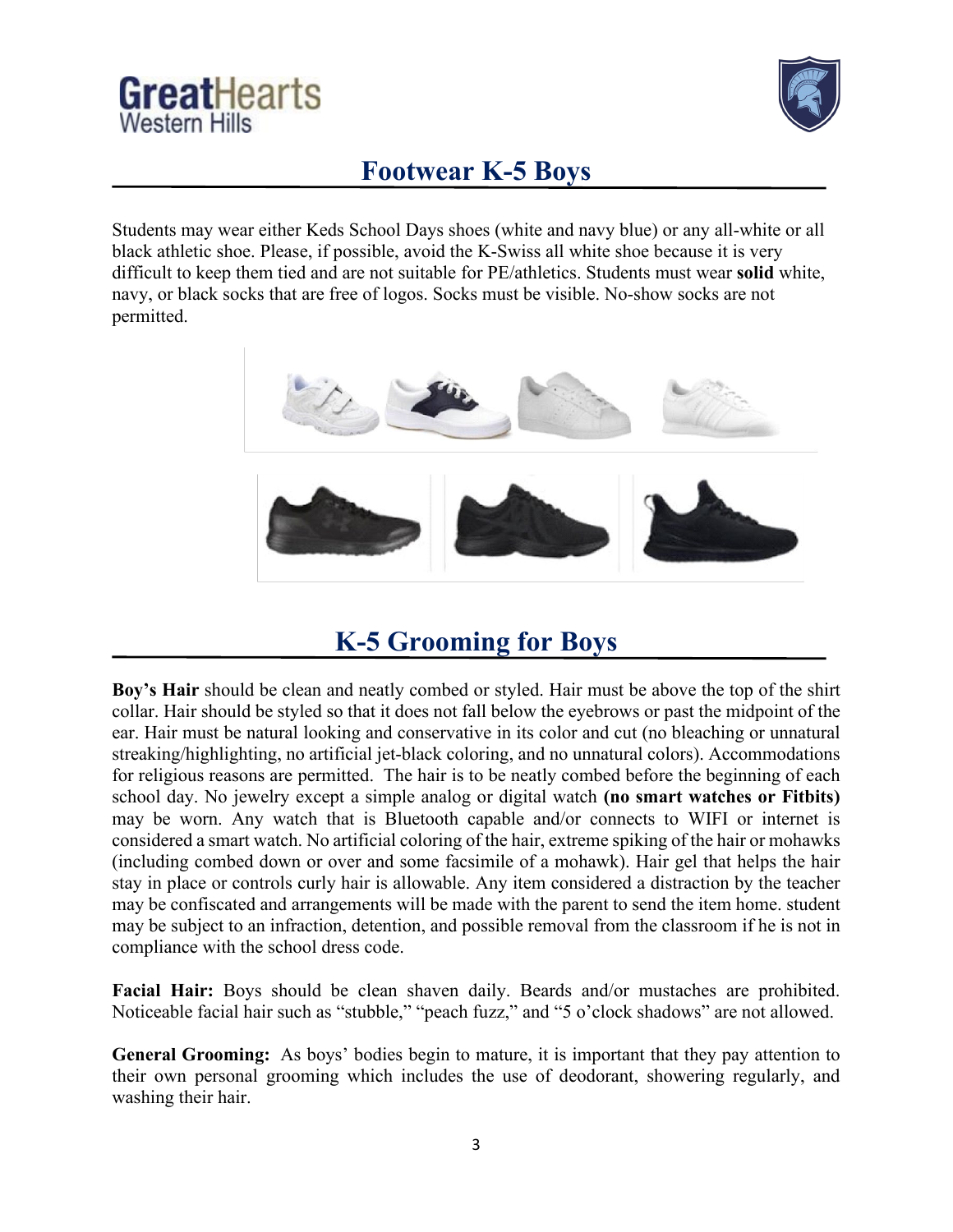## Footwear K-5 Boys

Students may wear either Keds School Days shoes (white and navy blue) or any all-white or all black athletic shoe. Please, if possible, avoid the K-Swiss all white shoe because it is very difficult to keep them tied and are not suitable for PE/athletics. Students must wear **solid** white, navy, or black socks that are free of logos. Socks must be visible. No-show socks are not permitted.

## K-5 Grooming for Boys

**Boy's Hair** should be clean and neatly combed or styled. Hair must be above the top of the shirt collar. Hair should be styled so that it does not fall below the eyebrows or past the midpoint of the ear. Hair must be natural looking and conservative in its color and cut (no bleaching or unnatural streaking/highlighting, no artificial jet-black coloring, and no unnatural colors). Accommodations for religious reasons are permitted. The hair is to be neatly combed before the beginning of each school day. No jewelry except a simple analog or digital watch **(no smart watches or Fitbits)** may be worn. Any watch that is Bluetooth capable and/or connects to WIFI or internet is considered a smart watch. No artificial coloring of the hair, extreme spiking of the hair or mohawks (including combed down or over and some facsimile of a mohawk). Hair gel that helps the hair stay in place or controls curly hair is allowable. Any item considered a distraction by the teacher may be confiscated and arrangements will be made with the parent to send the item home. student may be subject to an infraction, detention, and possible removal from the classroom if he is not in compliance with the school dress code.

**Facial Hair:** Boys should be clean shaven daily. Beards and/or mustaches are prohibited. Noticeable facial hair such as "stubble," "peach fuzz," and "5 o'clock shadows" are not allowed.

**General Grooming:** As boys' bodies begin to mature, it is important that they pay attention to their own personal grooming which includes the use of deodorant, showering regularly, and washing their hair.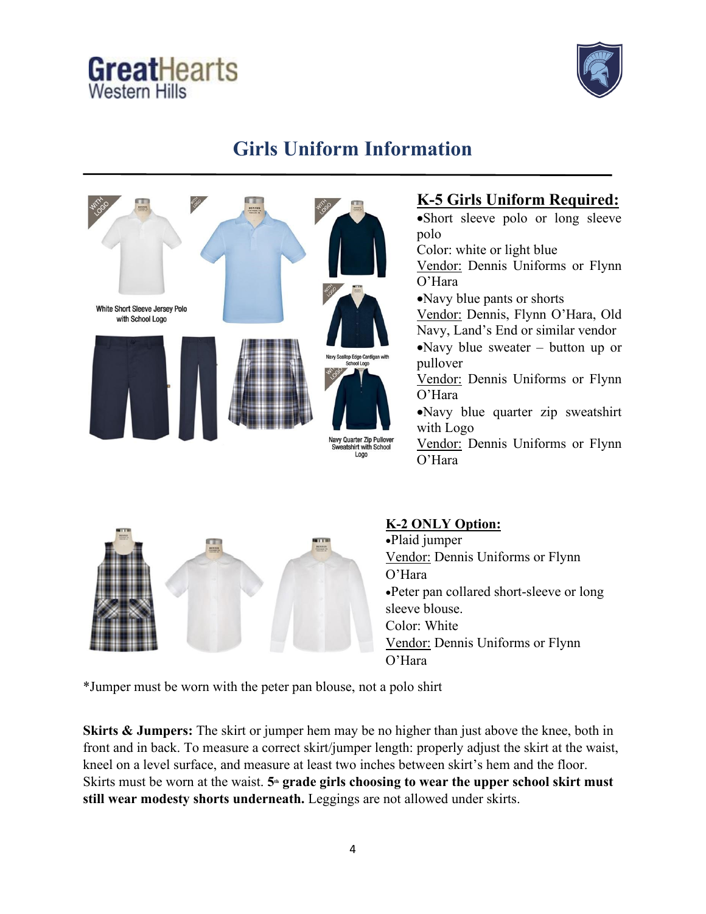# Girls Uniform Information

White Short Sleeve Jersey Polo with School Logo

Navy Scallop Edge Cardigan with School Logo

Navy Quarter Zip Pullover Sweatshirt with School Logo

## K-5 Girls Uniform Required:

- Short sleeve polo or long sleeve polo
  Color: white or light blue
  Vendor: Dennis Uniforms or Flynn O'Hara
- Navy blue pants or shorts
  Vendor: Dennis, Flynn O'Hara, Old Navy, Land's End or similar vendor
- Navy blue sweater – button up or pullover
  Vendor: Dennis Uniforms or Flynn O'Hara
- Navy blue quarter zip sweatshirt with Logo
  Vendor: Dennis Uniforms or Flynn O'Hara

## K-2 ONLY Option:

- Plaid jumper
  Vendor: Dennis Uniforms or Flynn O'Hara
- Peter pan collared short-sleeve or long sleeve blouse.
  Color: White
  Vendor: Dennis Uniforms or Flynn O'Hara

*Jumper must be worn with the peter pan blouse, not a polo shirt

**Skirts & Jumpers:** The skirt or jumper hem may be no higher than just above the knee, both in front and in back. To measure a correct skirt/jumper length: properly adjust the skirt at the waist, kneel on a level surface, and measure at least two inches between skirt's hem and the floor. Skirts must be worn at the waist. **5th grade girls choosing to wear the upper school skirt must still wear modesty shorts underneath.** Leggings are not allowed under skirts.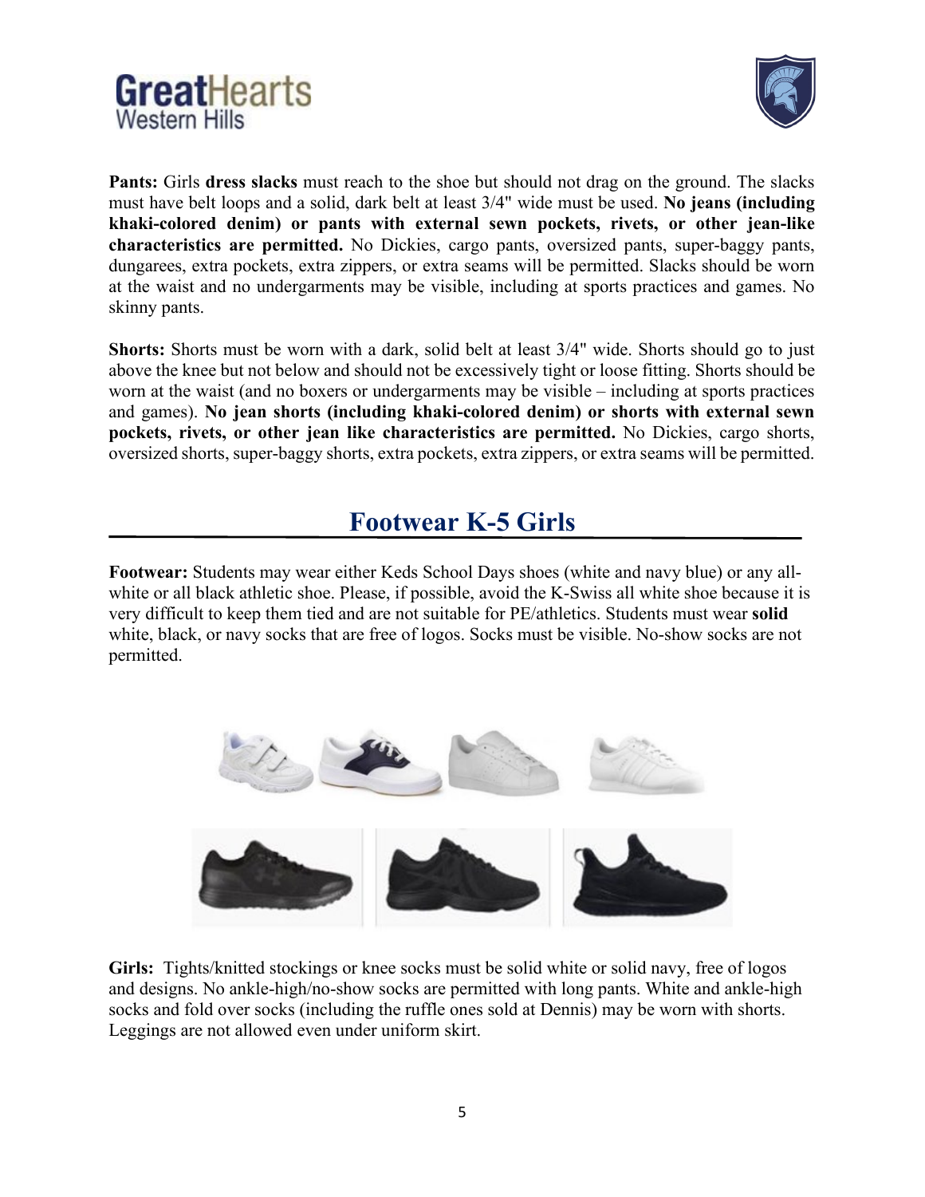**Pants:** Girls **dress slacks** must reach to the shoe but should not drag on the ground. The slacks must have belt loops and a solid, dark belt at least 3/4" wide must be used. **No jeans (including khaki-colored denim) or pants with external sewn pockets, rivets, or other jean-like characteristics are permitted.** No Dickies, cargo pants, oversized pants, super-baggy pants, dungarees, extra pockets, extra zippers, or extra seams will be permitted. Slacks should be worn at the waist and no undergarments may be visible, including at sports practices and games. No skinny pants.

**Shorts:** Shorts must be worn with a dark, solid belt at least 3/4" wide. Shorts should go to just above the knee but not below and should not be excessively tight or loose fitting. Shorts should be worn at the waist (and no boxers or undergarments may be visible – including at sports practices and games). **No jean shorts (including khaki-colored denim) or shorts with external sewn pockets, rivets, or other jean like characteristics are permitted.** No Dickies, cargo shorts, oversized shorts, super-baggy shorts, extra pockets, extra zippers, or extra seams will be permitted.

## Footwear K-5 Girls

**Footwear:** Students may wear either Keds School Days shoes (white and navy blue) or any all-white or all black athletic shoe. Please, if possible, avoid the K-Swiss all white shoe because it is very difficult to keep them tied and are not suitable for PE/athletics. Students must wear **solid** white, black, or navy socks that are free of logos. Socks must be visible. No-show socks are not permitted.

**Girls:** Tights/knitted stockings or knee socks must be solid white or solid navy, free of logos and designs. No ankle-high/no-show socks are permitted with long pants. White and ankle-high socks and fold over socks (including the ruffle ones sold at Dennis) may be worn with shorts. Leggings are not allowed even under uniform skirt.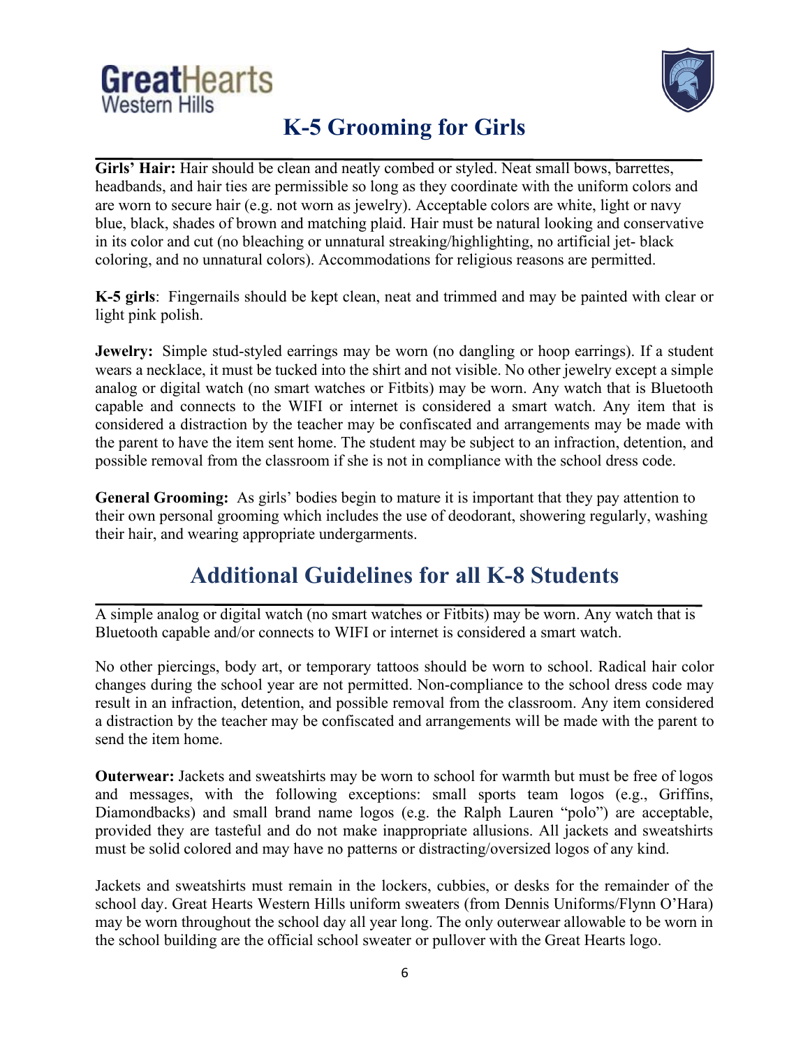GreatHearts
Western Hills

# K-5 Grooming for Girls

**Girls' Hair:** Hair should be clean and neatly combed or styled. Neat small bows, barrettes, headbands, and hair ties are permissible so long as they coordinate with the uniform colors and are worn to secure hair (e.g. not worn as jewelry). Acceptable colors are white, light or navy blue, black, shades of brown and matching plaid. Hair must be natural looking and conservative in its color and cut (no bleaching or unnatural streaking/highlighting, no artificial jet- black coloring, and no unnatural colors). Accommodations for religious reasons are permitted.

**K-5 girls**: Fingernails should be kept clean, neat and trimmed and may be painted with clear or light pink polish.

**Jewelry:** Simple stud-styled earrings may be worn (no dangling or hoop earrings). If a student wears a necklace, it must be tucked into the shirt and not visible. No other jewelry except a simple analog or digital watch (no smart watches or Fitbits) may be worn. Any watch that is Bluetooth capable and connects to the WIFI or internet is considered a smart watch. Any item that is considered a distraction by the teacher may be confiscated and arrangements may be made with the parent to have the item sent home. The student may be subject to an infraction, detention, and possible removal from the classroom if she is not in compliance with the school dress code.

**General Grooming:** As girls' bodies begin to mature it is important that they pay attention to their own personal grooming which includes the use of deodorant, showering regularly, washing their hair, and wearing appropriate undergarments.

# Additional Guidelines for all K-8 Students

A simple analog or digital watch (no smart watches or Fitbits) may be worn. Any watch that is Bluetooth capable and/or connects to WIFI or internet is considered a smart watch.

No other piercings, body art, or temporary tattoos should be worn to school. Radical hair color changes during the school year are not permitted. Non-compliance to the school dress code may result in an infraction, detention, and possible removal from the classroom. Any item considered a distraction by the teacher may be confiscated and arrangements will be made with the parent to send the item home.

**Outerwear:** Jackets and sweatshirts may be worn to school for warmth but must be free of logos and messages, with the following exceptions: small sports team logos (e.g., Griffins, Diamondbacks) and small brand name logos (e.g. the Ralph Lauren "polo") are acceptable, provided they are tasteful and do not make inappropriate allusions. All jackets and sweatshirts must be solid colored and may have no patterns or distracting/oversized logos of any kind.

Jackets and sweatshirts must remain in the lockers, cubbies, or desks for the remainder of the school day. Great Hearts Western Hills uniform sweaters (from Dennis Uniforms/Flynn O'Hara) may be worn throughout the school day all year long. The only outerwear allowable to be worn in the school building are the official school sweater or pullover with the Great Hearts logo.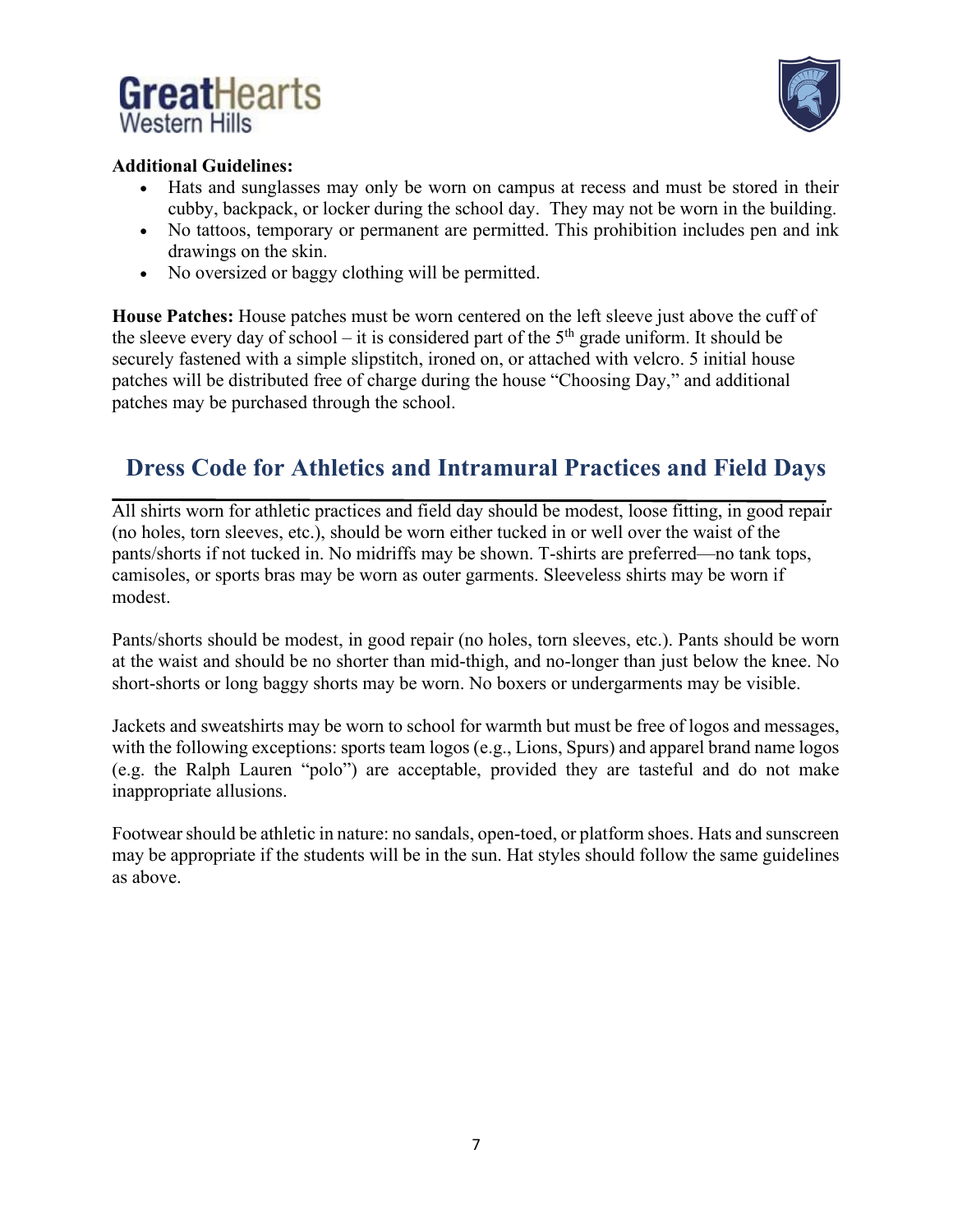**Additional Guidelines:**

- Hats and sunglasses may only be worn on campus at recess and must be stored in their cubby, backpack, or locker during the school day. They may not be worn in the building.
- No tattoos, temporary or permanent are permitted. This prohibition includes pen and ink drawings on the skin.
- No oversized or baggy clothing will be permitted.

**House Patches:** House patches must be worn centered on the left sleeve just above the cuff of the sleeve every day of school – it is considered part of the 5th grade uniform. It should be securely fastened with a simple slipstitch, ironed on, or attached with velcro. 5 initial house patches will be distributed free of charge during the house "Choosing Day," and additional patches may be purchased through the school.

## Dress Code for Athletics and Intramural Practices and Field Days

All shirts worn for athletic practices and field day should be modest, loose fitting, in good repair (no holes, torn sleeves, etc.), should be worn either tucked in or well over the waist of the pants/shorts if not tucked in. No midriffs may be shown. T-shirts are preferred—no tank tops, camisoles, or sports bras may be worn as outer garments. Sleeveless shirts may be worn if modest.

Pants/shorts should be modest, in good repair (no holes, torn sleeves, etc.). Pants should be worn at the waist and should be no shorter than mid-thigh, and no-longer than just below the knee. No short-shorts or long baggy shorts may be worn. No boxers or undergarments may be visible.

Jackets and sweatshirts may be worn to school for warmth but must be free of logos and messages, with the following exceptions: sports team logos (e.g., Lions, Spurs) and apparel brand name logos (e.g. the Ralph Lauren "polo") are acceptable, provided they are tasteful and do not make inappropriate allusions.

Footwear should be athletic in nature: no sandals, open-toed, or platform shoes. Hats and sunscreen may be appropriate if the students will be in the sun. Hat styles should follow the same guidelines as above.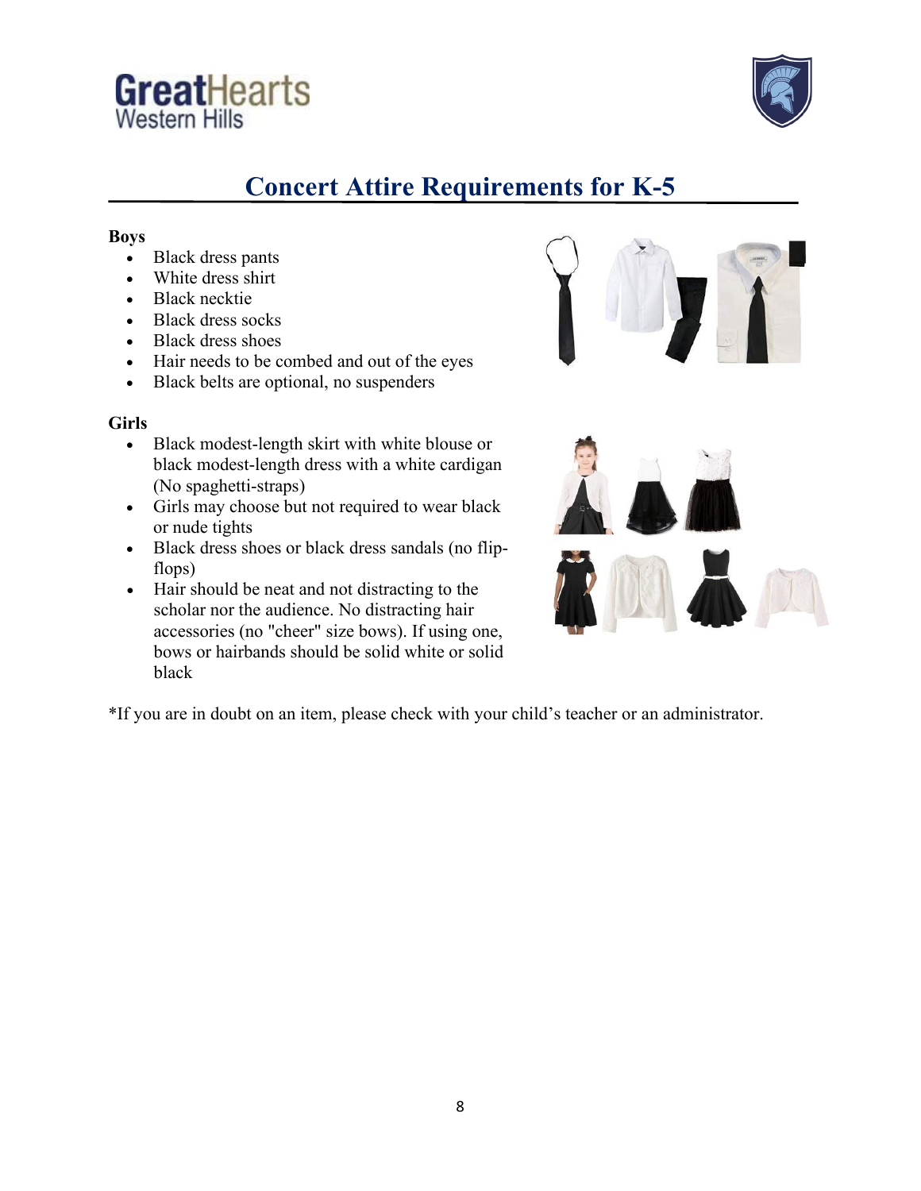GreatHearts
Western Hills

# Concert Attire Requirements for K-5

**Boys**

- Black dress pants
- White dress shirt
- Black necktie
- Black dress socks
- Black dress shoes
- Hair needs to be combed and out of the eyes
- Black belts are optional, no suspenders

**Girls**

- Black modest-length skirt with white blouse or black modest-length dress with a white cardigan (No spaghetti-straps)
- Girls may choose but not required to wear black or nude tights
- Black dress shoes or black dress sandals (no flip-flops)
- Hair should be neat and not distracting to the scholar nor the audience. No distracting hair accessories (no "cheer" size bows). If using one, bows or hairbands should be solid white or solid black

*If you are in doubt on an item, please check with your child's teacher or an administrator.